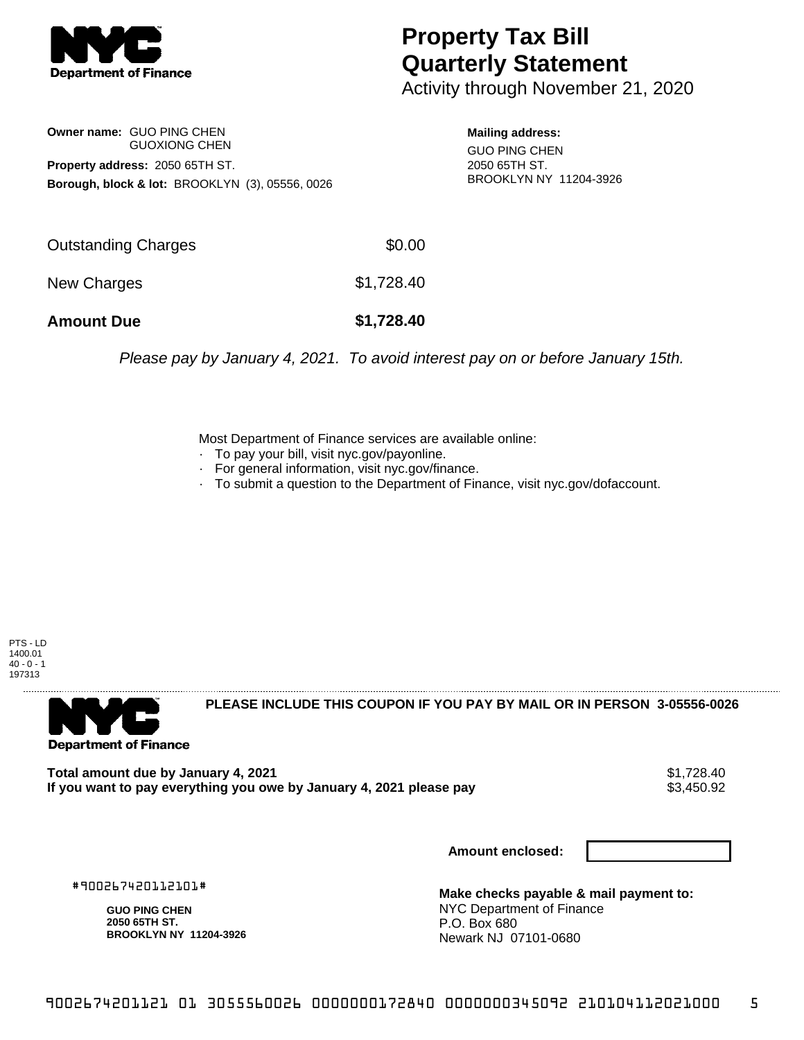# Property Tax Bill Quarterly Statement

Activity through November 21, 2020

**Owner name:** GUO PING CHEN
GUOXIONG CHEN

**Property address:** 2050 65TH ST.

**Borough, block & lot:** BROOKLYN (3), 05556, 0026

**Mailing address:**
GUO PING CHEN
2050 65TH ST.
BROOKLYN NY 11204-3926

| | |
|---|---|
| Outstanding Charges | $0.00 |
| New Charges | $1,728.40 |
| **Amount Due** | **$1,728.40** |

*Please pay by January 4, 2021. To avoid interest pay on or before January 15th.*

Most Department of Finance services are available online:
- To pay your bill, visit nyc.gov/payonline.
- For general information, visit nyc.gov/finance.
- To submit a question to the Department of Finance, visit nyc.gov/dofaccount.

PTS - LD
1400.01
40 - 0 - 1
197313

**PLEASE INCLUDE THIS COUPON IF YOU PAY BY MAIL OR IN PERSON 3-05556-0026**

| | |
|---|---|
| **Total amount due by January 4, 2021** | $1,728.40 |
| **If you want to pay everything you owe by January 4, 2021 please pay** | $3,450.92 |

**Amount enclosed:**

#900267420112101#

**GUO PING CHEN**
**2050 65TH ST.**
**BROOKLYN NY 11204-3926**

**Make checks payable & mail payment to:**
NYC Department of Finance
P.O. Box 680
Newark NJ 07101-0680

9002674201121 01 3055560026 0000000172840 0000000345092 210104112021000 5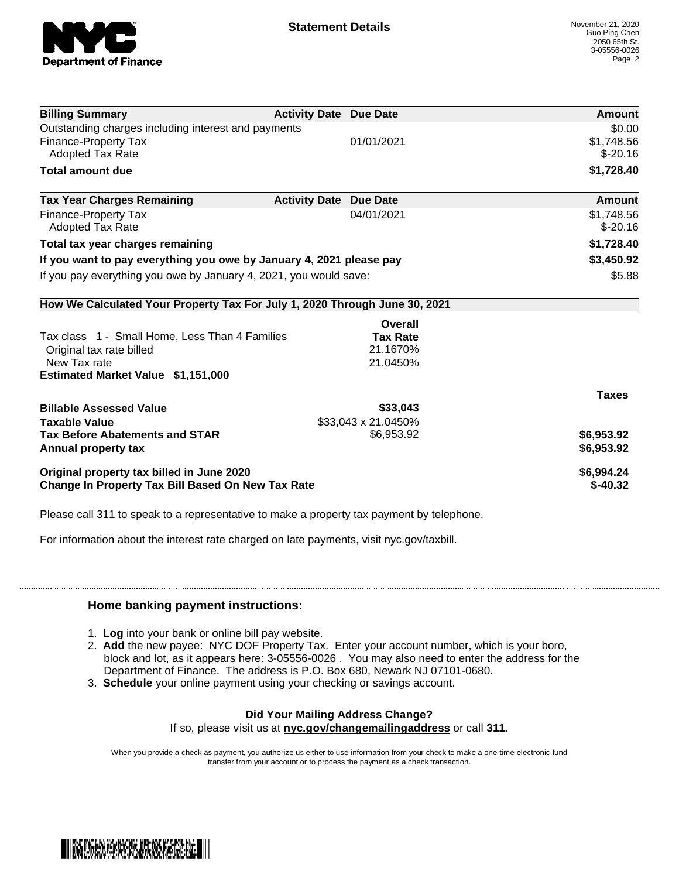# Statement Details

November 21, 2020
Guo Ping Chen
2050 65th St.
3-05556-0026

| Billing Summary | Activity Date | Due Date | Amount |
|---|---|---|---|
| Outstanding charges including interest and payments | | | $0.00 |
| Finance-Property Tax | | 01/01/2021 | $1,748.56 |
| Adopted Tax Rate | | | $-20.16 |
| **Total amount due** | | | **$1,728.40** |

| Tax Year Charges Remaining | Activity Date | Due Date | Amount |
|---|---|---|---|
| Finance-Property Tax | | 04/01/2021 | $1,748.56 |
| Adopted Tax Rate | | | $-20.16 |
| **Total tax year charges remaining** | | | **$1,728.40** |
| **If you want to pay everything you owe by January 4, 2021 please pay** | | | **$3,450.92** |
| If you pay everything you owe by January 4, 2021, you would save: | | | $5.88 |

**How We Calculated Your Property Tax For July 1, 2020 Through June 30, 2021**

| | Overall Tax Rate | Taxes |
|---|---|---|
| Tax class 1 - Small Home, Less Than 4 Families | | |
| Original tax rate billed | 21.1670% | |
| New Tax rate | 21.0450% | |
| **Estimated Market Value $1,151,000** | | |
| **Billable Assessed Value** | **$33,043** | |
| **Taxable Value** | $33,043 x 21.0450% | |
| **Tax Before Abatements and STAR** | $6,953.92 | **$6,953.92** |
| **Annual property tax** | | **$6,953.92** |
| **Original property tax billed in June 2020** | | **$6,994.24** |
| **Change In Property Tax Bill Based On New Tax Rate** | | **$-40.32** |

Please call 311 to speak to a representative to make a property tax payment by telephone.

For information about the interest rate charged on late payments, visit nyc.gov/taxbill.

## Home banking payment instructions:

1. **Log** into your bank or online bill pay website.
2. **Add** the new payee: NYC DOF Property Tax. Enter your account number, which is your boro, block and lot, as it appears here: 3-05556-0026 . You may also need to enter the address for the Department of Finance. The address is P.O. Box 680, Newark NJ 07101-0680.
3. **Schedule** your online payment using your checking or savings account.

**Did Your Mailing Address Change?**

If so, please visit us at **nyc.gov/changemailingaddress** or call **311.**

When you provide a check as payment, you authorize us either to use information from your check to make a one-time electronic fund transfer from your account or to process the payment as a check transaction.